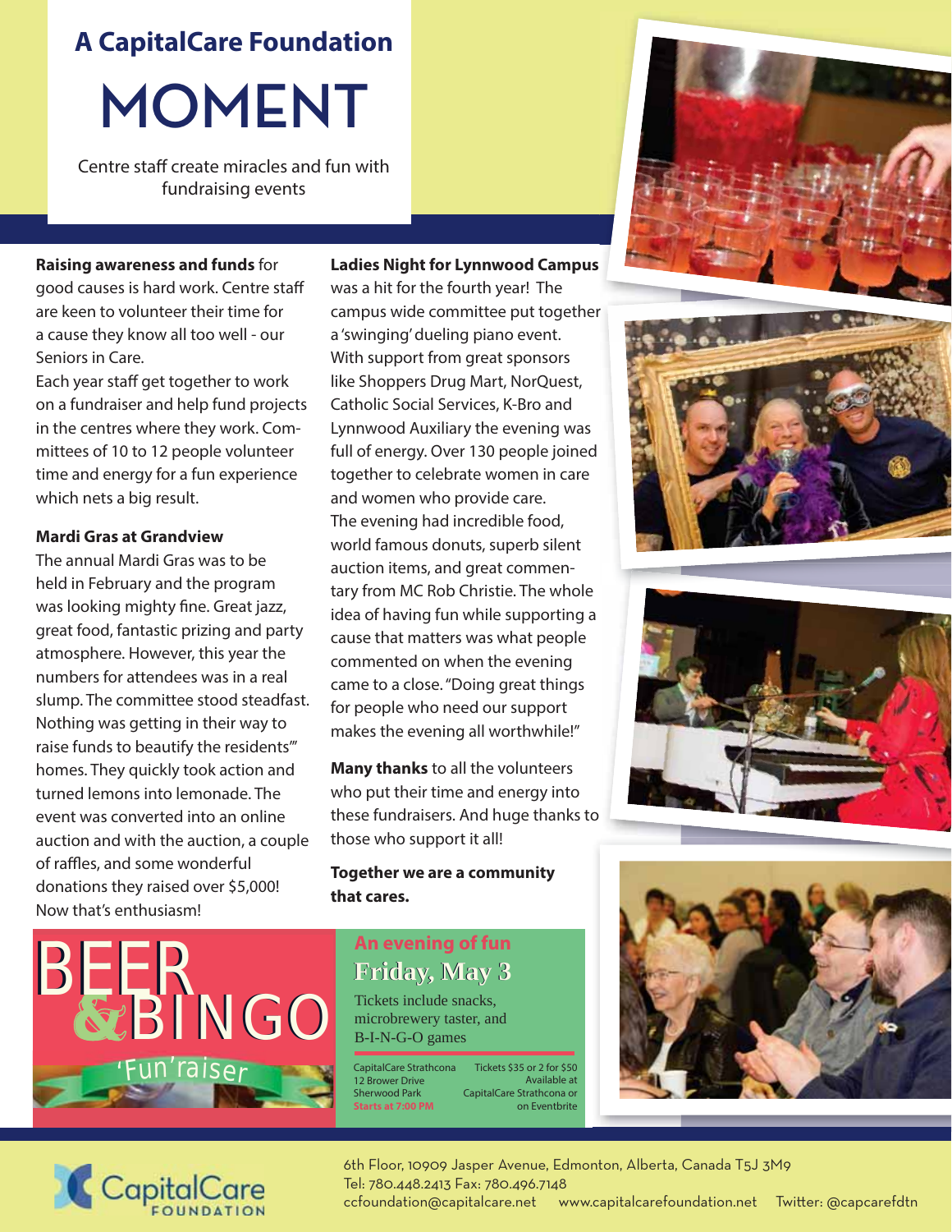# A CapitalCare Foundation MOMENT

Centre staff create miracles and fun with fundraising events

**Raising awareness and funds** for good causes is hard work. Centre staff are keen to volunteer their time for a cause they know all too well - our Seniors in Care.

Each year staff get together to work on a fundraiser and help fund projects in the centres where they work. Committees of 10 to 12 people volunteer time and energy for a fun experience which nets a big result.

**Mardi Gras at Grandview**

The annual Mardi Gras was to be held in February and the program was looking mighty fine. Great jazz, great food, fantastic prizing and party atmosphere. However, this year the numbers for attendees was in a real slump. The committee stood steadfast. Nothing was getting in their way to raise funds to beautify the residents'" homes. They quickly took action and turned lemons into lemonade. The event was converted into an online auction and with the auction, a couple of raffles, and some wonderful donations they raised over $5,000! Now that's enthusiasm!

**Ladies Night for Lynnwood Campus** was a hit for the fourth year! The campus wide committee put together a 'swinging' dueling piano event. With support from great sponsors like Shoppers Drug Mart, NorQuest, Catholic Social Services, K-Bro and Lynnwood Auxiliary the evening was full of energy. Over 130 people joined together to celebrate women in care and women who provide care.

The evening had incredible food, world famous donuts, superb silent auction items, and great commentary from MC Rob Christie. The whole idea of having fun while supporting a cause that matters was what people commented on when the evening came to a close. "Doing great things for people who need our support makes the evening all worthwhile!"

**Many thanks** to all the volunteers who put their time and energy into these fundraisers. And huge thanks to those who support it all!

**Together we are a community that cares.**

## BEER & BINGO

'Fun'raiser

**An evening of fun**

**Friday, May 3**

Tickets include snacks, microbrewery taster, and B-I-N-G-O games

CapitalCare Strathcona
12 Brower Drive
Sherwood Park
Starts at 7:00 PM

Tickets $35 or 2 for $50
Available at
CapitalCare Strathcona or
on Eventbrite

CapitalCare FOUNDATION

6th Floor, 10909 Jasper Avenue, Edmonton, Alberta, Canada T5J 3M9
Tel: 780.448.2413 Fax: 780.496.7148
ccfoundation@capitalcare.net www.capitalcarefoundation.net Twitter: @capcarefdtn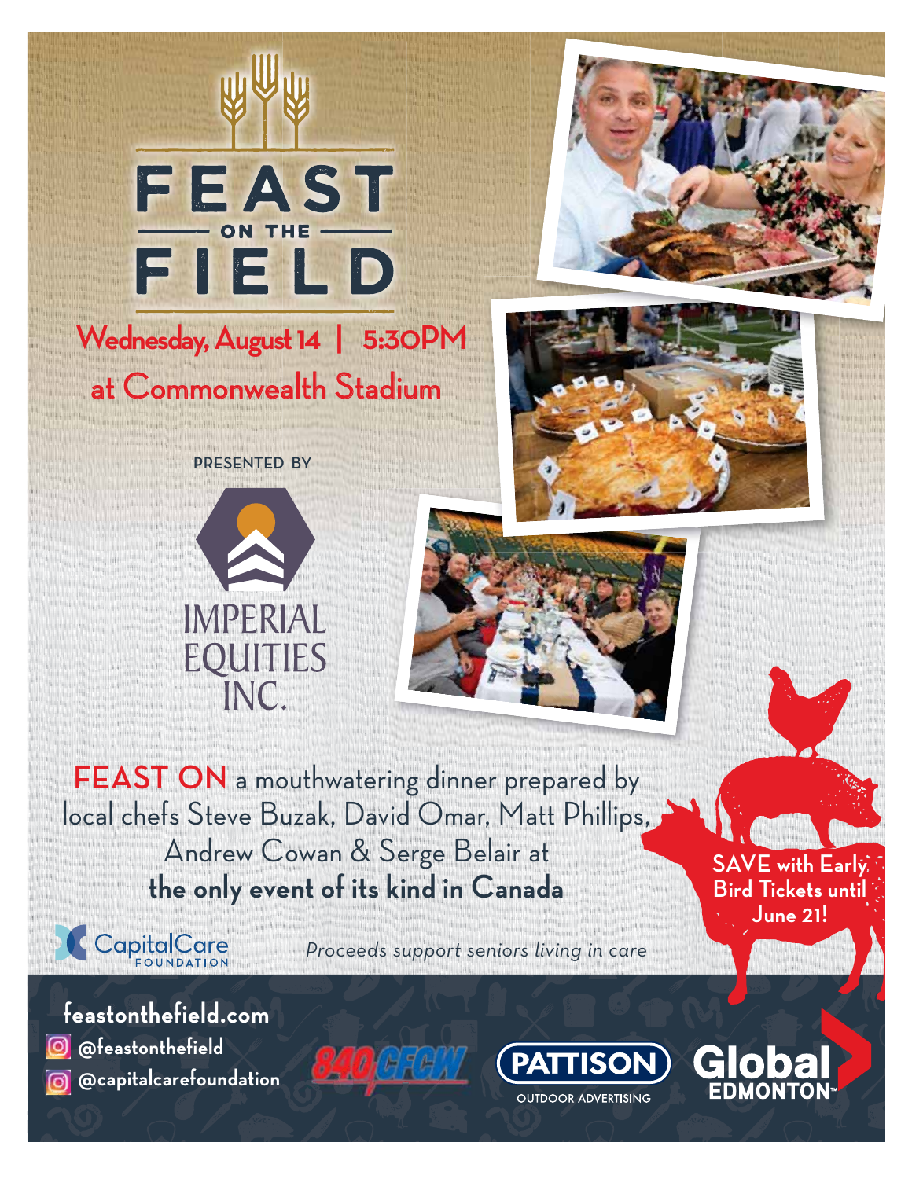# FEAST ON THE FIELD

**Wednesday, August 14 | 5:30PM**
**at Commonwealth Stadium**

PRESENTED BY

IMPERIAL EQUITIES INC.

**FEAST ON** a mouthwatering dinner prepared by local chefs Steve Buzak, David Omar, Matt Phillips, Andrew Cowan & Serge Belair at **the only event of its kind in Canada**

**SAVE with Early Bird Tickets until June 21!**

CapitalCare FOUNDATION

*Proceeds support seniors living in care*

**feastonthefield.com**

@feastonthefield

@capitalcarefoundation

840 CFCW

PATTISON OUTDOOR ADVERTISING

Global EDMONTON